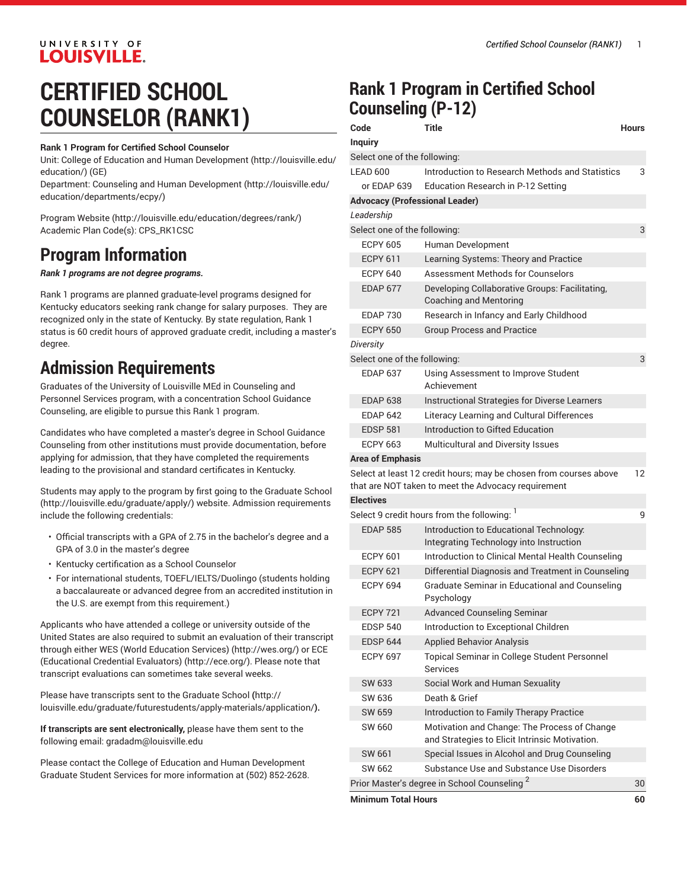# CERTIFIED SCHOOL COUNSELOR (RANK1)

**Rank 1 Program for Certified School Counselor**

Unit: College of Education and Human Development (http://louisville.edu/education/) (GE)

Department: Counseling and Human Development (http://louisville.edu/education/departments/ecpy/)

Program Website (http://louisville.edu/education/degrees/rank/)

Academic Plan Code(s): CPS_RK1CSC

## Program Information

***Rank 1 programs are not degree programs.***

Rank 1 programs are planned graduate-level programs designed for Kentucky educators seeking rank change for salary purposes. They are recognized only in the state of Kentucky. By state regulation, Rank 1 status is 60 credit hours of approved graduate credit, including a master's degree.

## Admission Requirements

Graduates of the University of Louisville MEd in Counseling and Personnel Services program, with a concentration School Guidance Counseling, are eligible to pursue this Rank 1 program.

Candidates who have completed a master's degree in School Guidance Counseling from other institutions must provide documentation, before applying for admission, that they have completed the requirements leading to the provisional and standard certificates in Kentucky.

Students may apply to the program by first going to the Graduate School (http://louisville.edu/graduate/apply/) website. Admission requirements include the following credentials:

- Official transcripts with a GPA of 2.75 in the bachelor's degree and a GPA of 3.0 in the master's degree
- Kentucky certification as a School Counselor
- For international students, TOEFL/IELTS/Duolingo (students holding a baccalaureate or advanced degree from an accredited institution in the U.S. are exempt from this requirement.)

Applicants who have attended a college or university outside of the United States are also required to submit an evaluation of their transcript through either WES (World Education Services) (http://wes.org/) or ECE (Educational Credential Evaluators) (http://ece.org/). Please note that transcript evaluations can sometimes take several weeks.

Please have transcripts sent to the Graduate School (http://louisville.edu/graduate/futurestudents/apply-materials/application/).

**If transcripts are sent electronically,** please have them sent to the following email: gradadm@louisville.edu

Please contact the College of Education and Human Development Graduate Student Services for more information at (502) 852-2628.

## Rank 1 Program in Certified School Counseling (P-12)

| Code | Title | Hours |
|---|---|---|
| **Inquiry** | | |
| Select one of the following: | | |
| LEAD 600 | Introduction to Research Methods and Statistics | 3 |
| or EDAP 639 | Education Research in P-12 Setting | |
| **Advocacy (Professional Leader)** | | |
| *Leadership* | | |
| Select one of the following: | | 3 |
| ECPY 605 | Human Development | |
| ECPY 611 | Learning Systems: Theory and Practice | |
| ECPY 640 | Assessment Methods for Counselors | |
| EDAP 677 | Developing Collaborative Groups: Facilitating, Coaching and Mentoring | |
| EDAP 730 | Research in Infancy and Early Childhood | |
| ECPY 650 | Group Process and Practice | |
| *Diversity* | | |
| Select one of the following: | | 3 |
| EDAP 637 | Using Assessment to Improve Student Achievement | |
| EDAP 638 | Instructional Strategies for Diverse Learners | |
| EDAP 642 | Literacy Learning and Cultural Differences | |
| EDSP 581 | Introduction to Gifted Education | |
| ECPY 663 | Multicultural and Diversity Issues | |
| **Area of Emphasis** | | |
| Select at least 12 credit hours; may be chosen from courses above that are NOT taken to meet the Advocacy requirement | | 12 |
| **Electives** | | |
| Select 9 credit hours from the following: [1] | | 9 |
| EDAP 585 | Introduction to Educational Technology: Integrating Technology into Instruction | |
| ECPY 601 | Introduction to Clinical Mental Health Counseling | |
| ECPY 621 | Differential Diagnosis and Treatment in Counseling | |
| ECPY 694 | Graduate Seminar in Educational and Counseling Psychology | |
| ECPY 721 | Advanced Counseling Seminar | |
| EDSP 540 | Introduction to Exceptional Children | |
| EDSP 644 | Applied Behavior Analysis | |
| ECPY 697 | Topical Seminar in College Student Personnel Services | |
| SW 633 | Social Work and Human Sexuality | |
| SW 636 | Death & Grief | |
| SW 659 | Introduction to Family Therapy Practice | |
| SW 660 | Motivation and Change: The Process of Change and Strategies to Elicit Intrinsic Motivation. | |
| SW 661 | Special Issues in Alcohol and Drug Counseling | |
| SW 662 | Substance Use and Substance Use Disorders | |
| Prior Master's degree in School Counseling [2] | | 30 |
| **Minimum Total Hours** | | **60** |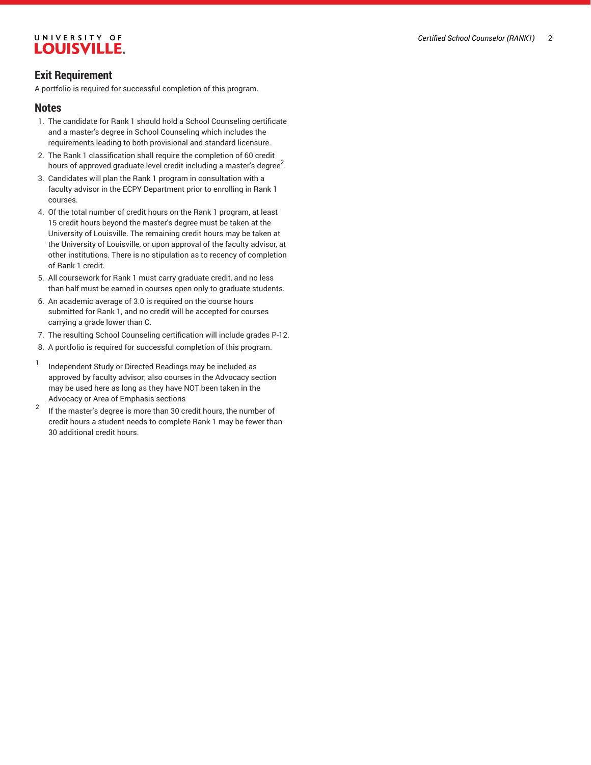## Exit Requirement

A portfolio is required for successful completion of this program.

## Notes

1. The candidate for Rank 1 should hold a School Counseling certificate and a master's degree in School Counseling which includes the requirements leading to both provisional and standard licensure.
2. The Rank 1 classification shall require the completion of 60 credit hours of approved graduate level credit including a master's degree[2].
3. Candidates will plan the Rank 1 program in consultation with a faculty advisor in the ECPY Department prior to enrolling in Rank 1 courses.
4. Of the total number of credit hours on the Rank 1 program, at least 15 credit hours beyond the master's degree must be taken at the University of Louisville. The remaining credit hours may be taken at the University of Louisville, or upon approval of the faculty advisor, at other institutions. There is no stipulation as to recency of completion of Rank 1 credit.
5. All coursework for Rank 1 must carry graduate credit, and no less than half must be earned in courses open only to graduate students.
6. An academic average of 3.0 is required on the course hours submitted for Rank 1, and no credit will be accepted for courses carrying a grade lower than C.
7. The resulting School Counseling certification will include grades P-12.
8. A portfolio is required for successful completion of this program.

[1] Independent Study or Directed Readings may be included as approved by faculty advisor; also courses in the Advocacy section may be used here as long as they have NOT been taken in the Advocacy or Area of Emphasis sections

[2] If the master's degree is more than 30 credit hours, the number of credit hours a student needs to complete Rank 1 may be fewer than 30 additional credit hours.